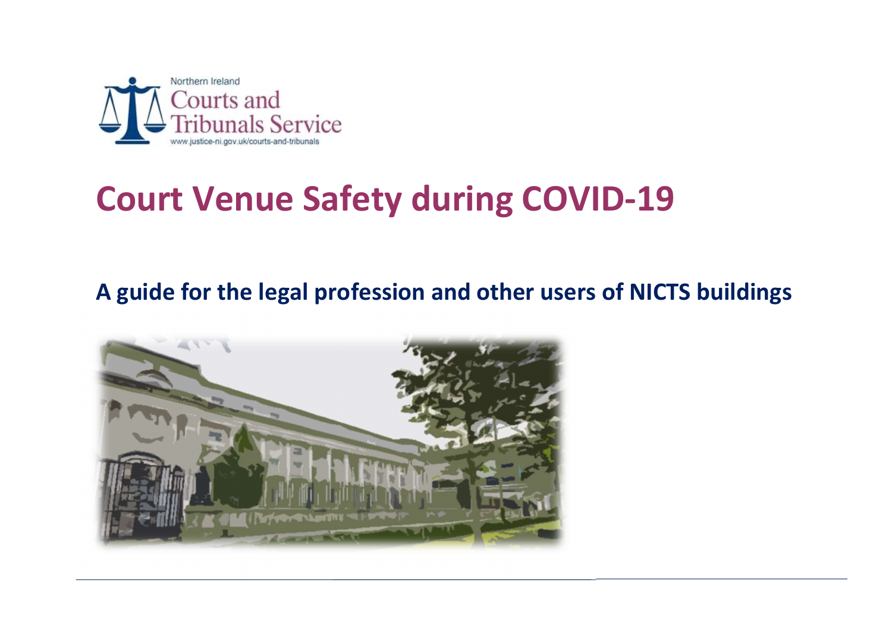Northern Ireland Courts and Tribunals Service

www.justice-ni.gov.uk/courts-and-tribunals

# Court Venue Safety during COVID-19

## A guide for the legal profession and other users of NICTS buildings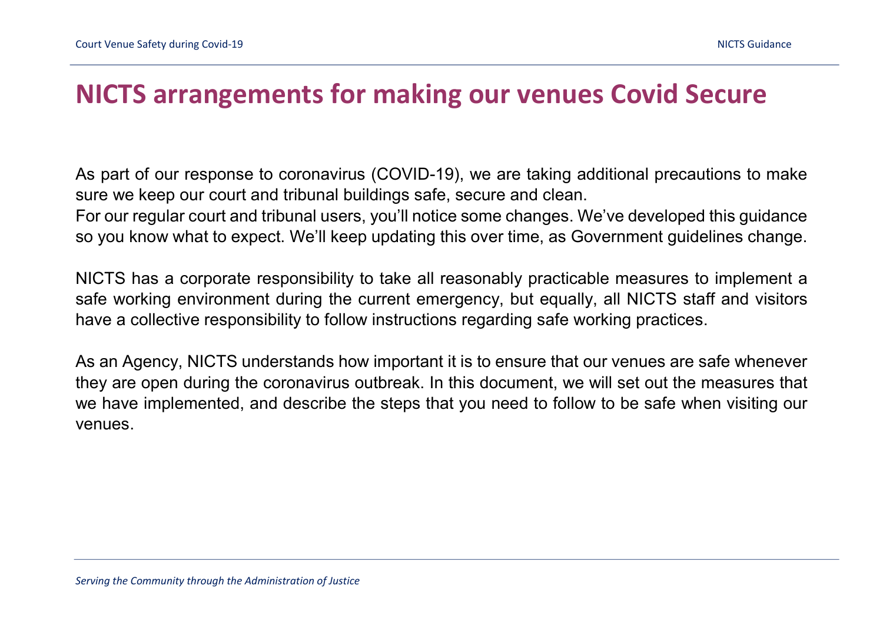# NICTS arrangements for making our venues Covid Secure

As part of our response to coronavirus (COVID-19), we are taking additional precautions to make sure we keep our court and tribunal buildings safe, secure and clean.
For our regular court and tribunal users, you'll notice some changes. We've developed this guidance so you know what to expect. We'll keep updating this over time, as Government guidelines change.

NICTS has a corporate responsibility to take all reasonably practicable measures to implement a safe working environment during the current emergency, but equally, all NICTS staff and visitors have a collective responsibility to follow instructions regarding safe working practices.

As an Agency, NICTS understands how important it is to ensure that our venues are safe whenever they are open during the coronavirus outbreak. In this document, we will set out the measures that we have implemented, and describe the steps that you need to follow to be safe when visiting our venues.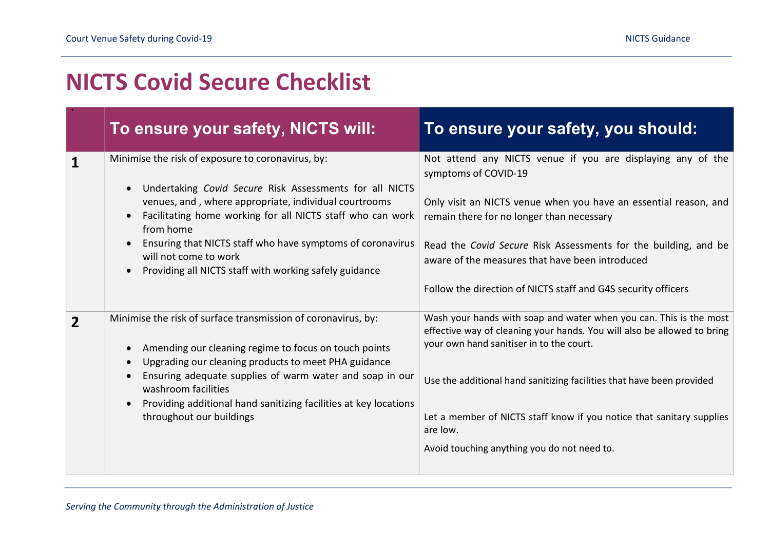# NICTS Covid Secure Checklist

| ` | To ensure your safety, NICTS will: | To ensure your safety, you should: |
|---|---|---|
| **1** | Minimise the risk of exposure to coronavirus, by:<br><br>• Undertaking *Covid Secure* Risk Assessments for all NICTS venues, and , where appropriate, individual courtrooms<br>• Facilitating home working for all NICTS staff who can work from home<br>• Ensuring that NICTS staff who have symptoms of coronavirus will not come to work<br>• Providing all NICTS staff with working safely guidance | Not attend any NICTS venue if you are displaying any of the symptoms of COVID-19<br><br>Only visit an NICTS venue when you have an essential reason, and remain there for no longer than necessary<br><br>Read the *Covid Secure* Risk Assessments for the building, and be aware of the measures that have been introduced<br><br>Follow the direction of NICTS staff and G4S security officers |
| **2** | Minimise the risk of surface transmission of coronavirus, by:<br><br>• Amending our cleaning regime to focus on touch points<br>• Upgrading our cleaning products to meet PHA guidance<br>• Ensuring adequate supplies of warm water and soap in our washroom facilities<br>• Providing additional hand sanitizing facilities at key locations throughout our buildings | Wash your hands with soap and water when you can. This is the most effective way of cleaning your hands. You will also be allowed to bring your own hand sanitiser in to the court.<br><br>Use the additional hand sanitizing facilities that have been provided<br><br>Let a member of NICTS staff know if you notice that sanitary supplies are low.<br><br>Avoid touching anything you do not need to. |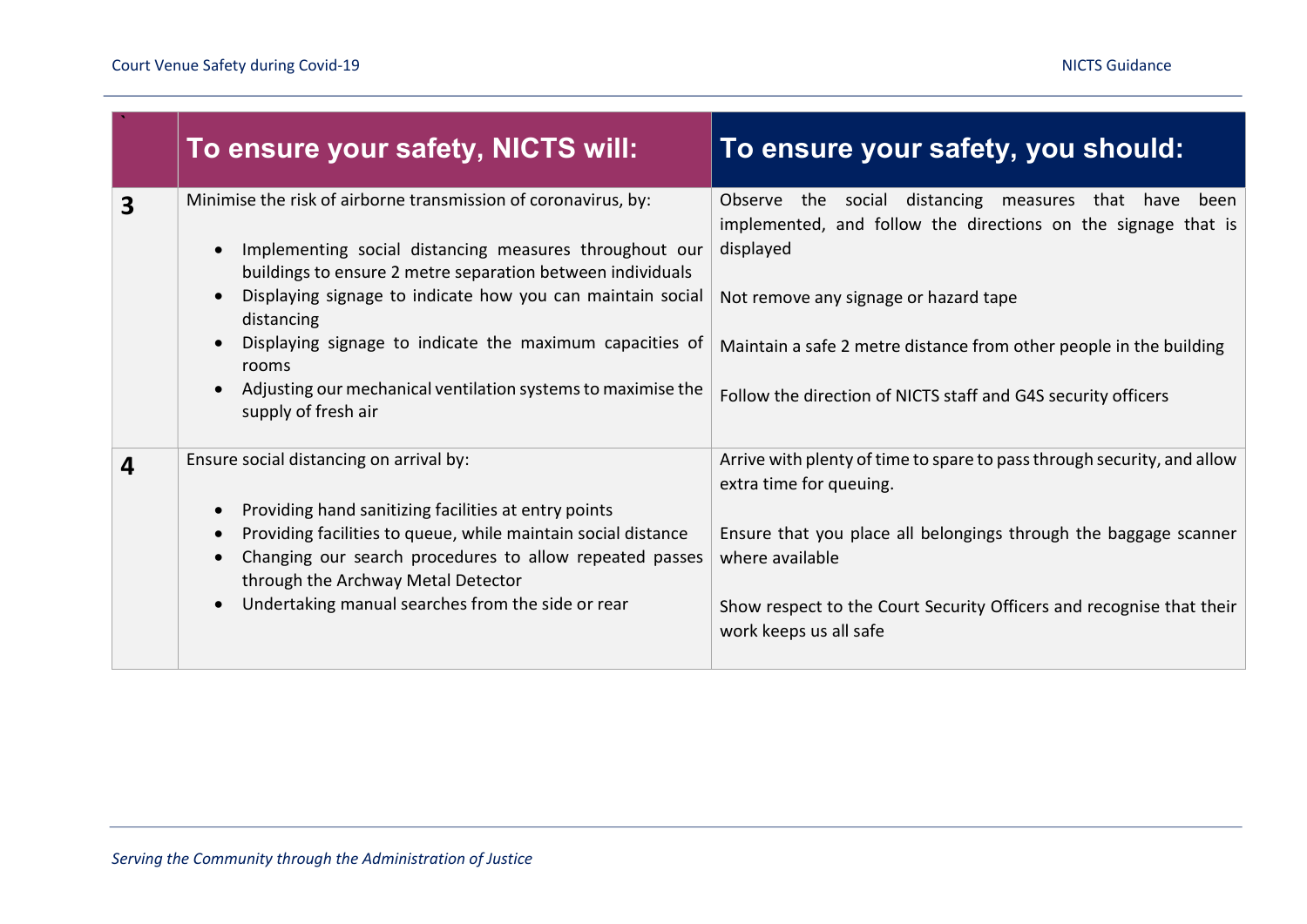| ` | To ensure your safety, NICTS will: | To ensure your safety, you should: |
|---|---|---|
| **3** | Minimise the risk of airborne transmission of coronavirus, by:<br><br>• Implementing social distancing measures throughout our buildings to ensure 2 metre separation between individuals<br>• Displaying signage to indicate how you can maintain social distancing<br>• Displaying signage to indicate the maximum capacities of rooms<br>• Adjusting our mechanical ventilation systems to maximise the supply of fresh air | Observe the social distancing measures that have been implemented, and follow the directions on the signage that is displayed<br><br>Not remove any signage or hazard tape<br><br>Maintain a safe 2 metre distance from other people in the building<br><br>Follow the direction of NICTS staff and G4S security officers |
| **4** | Ensure social distancing on arrival by:<br><br>• Providing hand sanitizing facilities at entry points<br>• Providing facilities to queue, while maintain social distance<br>• Changing our search procedures to allow repeated passes through the Archway Metal Detector<br>• Undertaking manual searches from the side or rear | Arrive with plenty of time to spare to pass through security, and allow extra time for queuing.<br><br>Ensure that you place all belongings through the baggage scanner where available<br><br>Show respect to the Court Security Officers and recognise that their work keeps us all safe |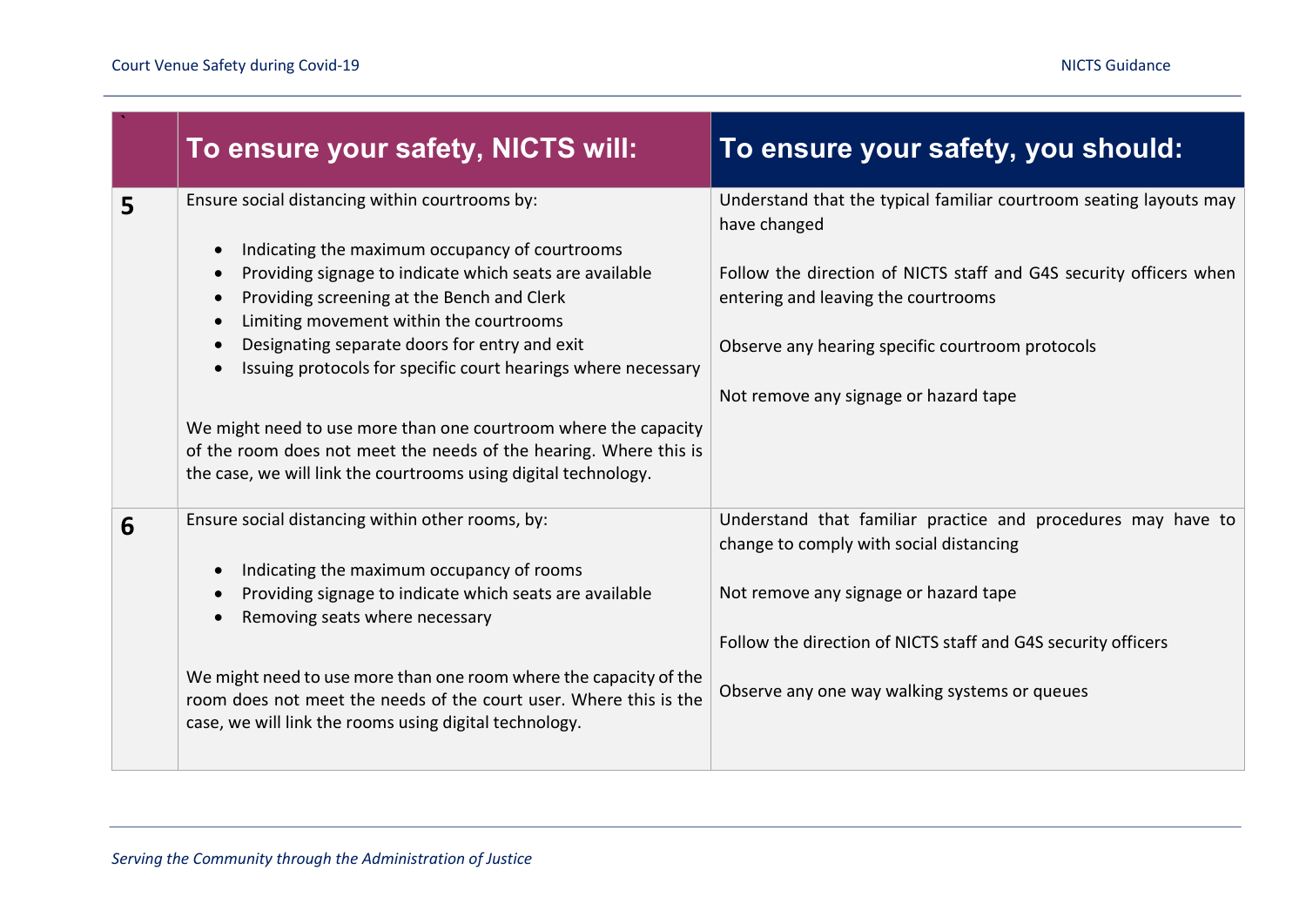| | To ensure your safety, NICTS will: | To ensure your safety, you should: |
|---|---|---|
| **5** | Ensure social distancing within courtrooms by:<br><br>• Indicating the maximum occupancy of courtrooms<br>• Providing signage to indicate which seats are available<br>• Providing screening at the Bench and Clerk<br>• Limiting movement within the courtrooms<br>• Designating separate doors for entry and exit<br>• Issuing protocols for specific court hearings where necessary<br><br>We might need to use more than one courtroom where the capacity of the room does not meet the needs of the hearing. Where this is the case, we will link the courtrooms using digital technology. | Understand that the typical familiar courtroom seating layouts may have changed<br><br>Follow the direction of NICTS staff and G4S security officers when entering and leaving the courtrooms<br><br>Observe any hearing specific courtroom protocols<br><br>Not remove any signage or hazard tape |
| **6** | Ensure social distancing within other rooms, by:<br><br>• Indicating the maximum occupancy of rooms<br>• Providing signage to indicate which seats are available<br>• Removing seats where necessary<br><br>We might need to use more than one room where the capacity of the room does not meet the needs of the court user. Where this is the case, we will link the rooms using digital technology. | Understand that familiar practice and procedures may have to change to comply with social distancing<br><br>Not remove any signage or hazard tape<br><br>Follow the direction of NICTS staff and G4S security officers<br><br>Observe any one way walking systems or queues |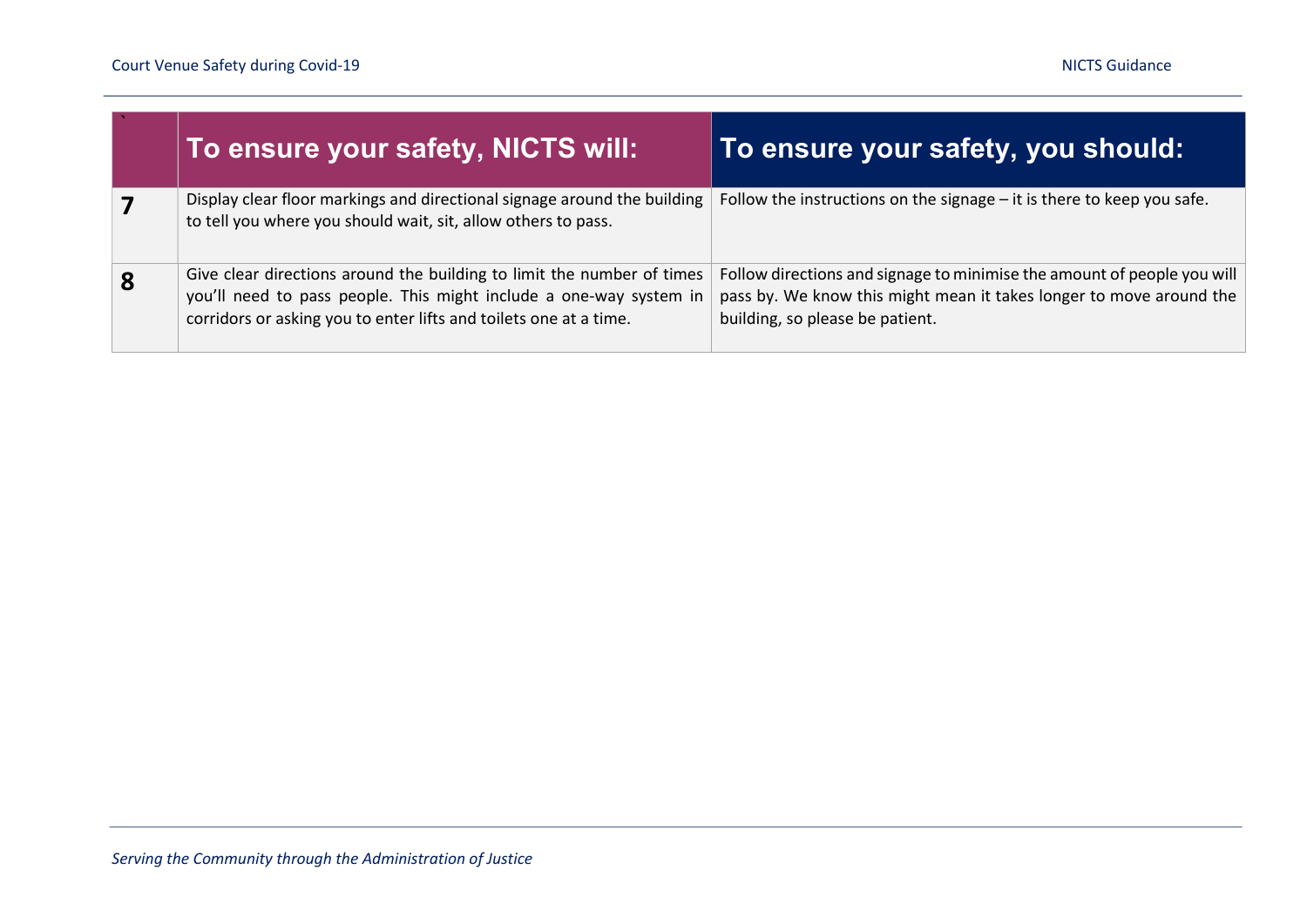| ` | To ensure your safety, NICTS will: | To ensure your safety, you should: |
|---|---|---|
| **7** | Display clear floor markings and directional signage around the building to tell you where you should wait, sit, allow others to pass. | Follow the instructions on the signage – it is there to keep you safe. |
| **8** | Give clear directions around the building to limit the number of times you'll need to pass people. This might include a one-way system in corridors or asking you to enter lifts and toilets one at a time. | Follow directions and signage to minimise the amount of people you will pass by. We know this might mean it takes longer to move around the building, so please be patient. |